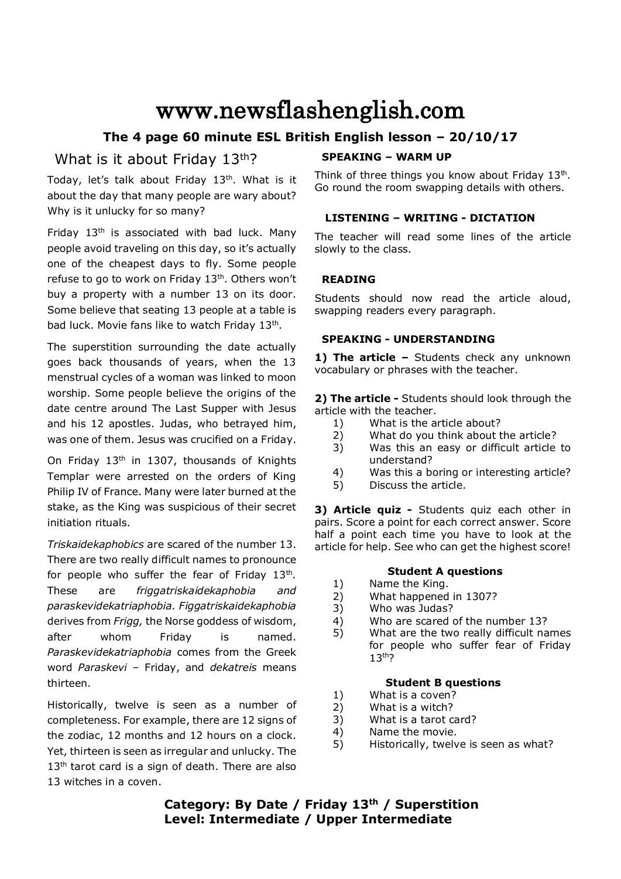# www.newsflashenglish.com

## The 4 page 60 minute ESL British English lesson – 20/10/17

## What is it about Friday 13th?

Today, let's talk about Friday 13th. What is it about the day that many people are wary about? Why is it unlucky for so many?

Friday 13th is associated with bad luck. Many people avoid traveling on this day, so it's actually one of the cheapest days to fly. Some people refuse to go to work on Friday 13th. Others won't buy a property with a number 13 on its door. Some believe that seating 13 people at a table is bad luck. Movie fans like to watch Friday 13th.

The superstition surrounding the date actually goes back thousands of years, when the 13 menstrual cycles of a woman was linked to moon worship. Some people believe the origins of the date centre around The Last Supper with Jesus and his 12 apostles. Judas, who betrayed him, was one of them. Jesus was crucified on a Friday.

On Friday 13th in 1307, thousands of Knights Templar were arrested on the orders of King Philip IV of France. Many were later burned at the stake, as the King was suspicious of their secret initiation rituals.

*Triskaidekaphobics* are scared of the number 13. There are two really difficult names to pronounce for people who suffer the fear of Friday 13th. These are *friggatriskaidekaphobia and paraskevidekatriaphobia. Figgatriskaidekaphobia* derives from *Frigg,* the Norse goddess of wisdom, after whom Friday is named. *Paraskevidekatriaphobia* comes from the Greek word *Paraskevi* – Friday, and *dekatreis* means thirteen.

Historically, twelve is seen as a number of completeness. For example, there are 12 signs of the zodiac, 12 months and 12 hours on a clock. Yet, thirteen is seen as irregular and unlucky. The 13th tarot card is a sign of death. There are also 13 witches in a coven.

### SPEAKING – WARM UP

Think of three things you know about Friday 13th. Go round the room swapping details with others.

### LISTENING – WRITING - DICTATION

The teacher will read some lines of the article slowly to the class.

### READING

Students should now read the article aloud, swapping readers every paragraph.

### SPEAKING - UNDERSTANDING

**1) The article –** Students check any unknown vocabulary or phrases with the teacher.

**2) The article -** Students should look through the article with the teacher.

1) What is the article about?
2) What do you think about the article?
3) Was this an easy or difficult article to understand?
4) Was this a boring or interesting article?
5) Discuss the article.

**3) Article quiz -** Students quiz each other in pairs. Score a point for each correct answer. Score half a point each time you have to look at the article for help. See who can get the highest score!

**Student A questions**

1) Name the King.
2) What happened in 1307?
3) Who was Judas?
4) Who are scared of the number 13?
5) What are the two really difficult names for people who suffer fear of Friday 13th?

**Student B questions**

1) What is a coven?
2) What is a witch?
3) What is a tarot card?
4) Name the movie.
5) Historically, twelve is seen as what?

**Category: By Date / Friday 13th / Superstition**
**Level: Intermediate / Upper Intermediate**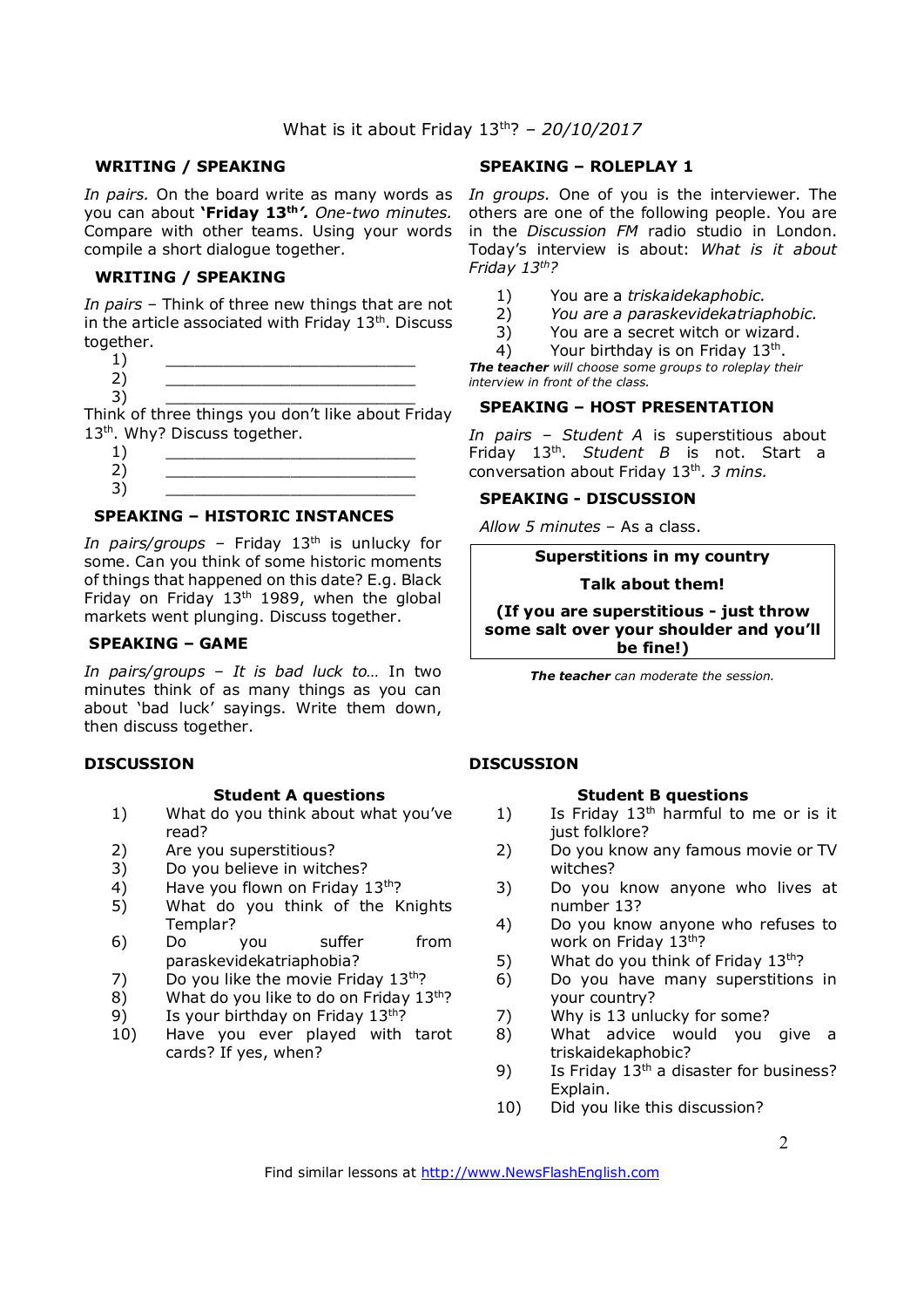What is it about Friday 13th? – *20/10/2017*

## WRITING / SPEAKING

*In pairs.* On the board write as many words as you can about **'Friday 13th'**. *One-two minutes.* Compare with other teams. Using your words compile a short dialogue together.

## WRITING / SPEAKING

*In pairs* – Think of three new things that are not in the article associated with Friday 13th. Discuss together.

1) ___________________________
2) ___________________________
3) ___________________________

Think of three things you don't like about Friday 13th. Why? Discuss together.

1) ___________________________
2) ___________________________
3) ___________________________

## SPEAKING – HISTORIC INSTANCES

*In pairs/groups* – Friday 13th is unlucky for some. Can you think of some historic moments of things that happened on this date? E.g. Black Friday on Friday 13th 1989, when the global markets went plunging. Discuss together.

## SPEAKING – GAME

*In pairs/groups – It is bad luck to…* In two minutes think of as many things as you can about 'bad luck' sayings. Write them down, then discuss together.

## SPEAKING – ROLEPLAY 1

*In groups.* One of you is the interviewer. The others are one of the following people. You are in the *Discussion FM* radio studio in London. Today's interview is about: *What is it about Friday 13th?*

1) You are a *triskaidekaphobic.*
2) *You are a paraskevidekatriaphobic.*
3) You are a secret witch or wizard.
4) Your birthday is on Friday 13th.

***The teacher** will choose some groups to roleplay their interview in front of the class.*

## SPEAKING – HOST PRESENTATION

*In pairs – Student A* is superstitious about Friday 13th. *Student B* is not. Start a conversation about Friday 13th. *3 mins.*

## SPEAKING - DISCUSSION

*Allow 5 minutes* – As a class.

**Superstitions in my country**

**Talk about them!**

**(If you are superstitious - just throw some salt over your shoulder and you'll be fine!)**

***The teacher** can moderate the session.*

## DISCUSSION

### Student A questions

1) What do you think about what you've read?
2) Are you superstitious?
3) Do you believe in witches?
4) Have you flown on Friday 13th?
5) What do you think of the Knights Templar?
6) Do you suffer from paraskevidekatriaphobia?
7) Do you like the movie Friday 13th?
8) What do you like to do on Friday 13th?
9) Is your birthday on Friday 13th?
10) Have you ever played with tarot cards? If yes, when?

## DISCUSSION

### Student B questions

1) Is Friday 13th harmful to me or is it just folklore?
2) Do you know any famous movie or TV witches?
3) Do you know anyone who lives at number 13?
4) Do you know anyone who refuses to work on Friday 13th?
5) What do you think of Friday 13th?
6) Do you have many superstitions in your country?
7) Why is 13 unlucky for some?
8) What advice would you give a triskaidekaphobic?
9) Is Friday 13th a disaster for business? Explain.
10) Did you like this discussion?

Find similar lessons at http://www.NewsFlashEnglish.com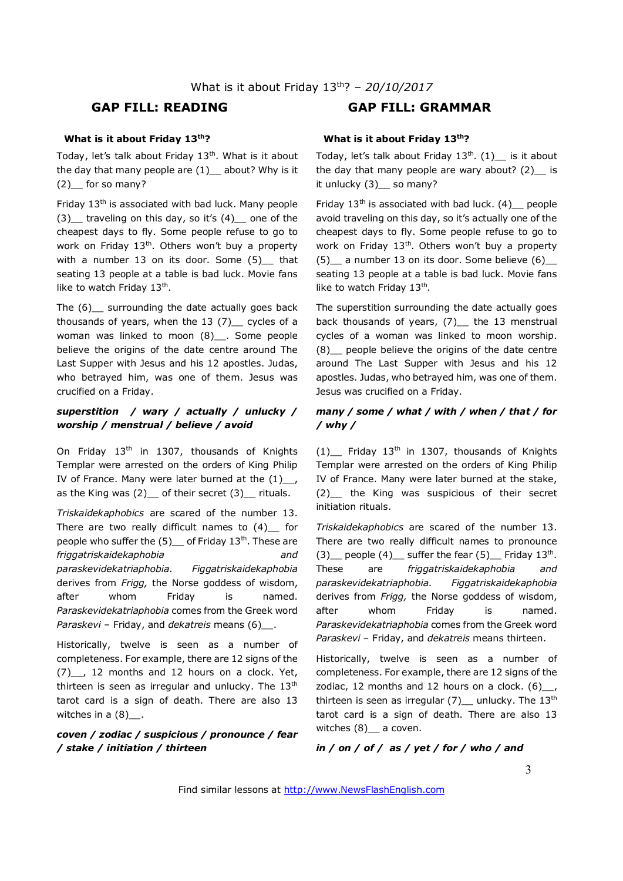What is it about Friday 13th? – *20/10/2017*

## GAP FILL: READING

**What is it about Friday 13th?**

Today, let's talk about Friday 13th. What is it about the day that many people are (1)__ about? Why is it (2)__ for so many?

Friday 13th is associated with bad luck. Many people (3)__ traveling on this day, so it's (4)__ one of the cheapest days to fly. Some people refuse to go to work on Friday 13th. Others won't buy a property with a number 13 on its door. Some (5)__ that seating 13 people at a table is bad luck. Movie fans like to watch Friday 13th.

The (6)__ surrounding the date actually goes back thousands of years, when the 13 (7)__ cycles of a woman was linked to moon (8)__. Some people believe the origins of the date centre around The Last Supper with Jesus and his 12 apostles. Judas, who betrayed him, was one of them. Jesus was crucified on a Friday.

***superstition / wary / actually / unlucky / worship / menstrual / believe / avoid***

On Friday 13th in 1307, thousands of Knights Templar were arrested on the orders of King Philip IV of France. Many were later burned at the (1)__, as the King was (2)__ of their secret (3)__ rituals.

*Triskaidekaphobics* are scared of the number 13. There are two really difficult names to (4)__ for people who suffer the (5)__ of Friday 13th. These are *friggatriskaidekaphobia* and *paraskevidekatriaphobia. Figgatriskaidekaphobia* derives from *Frigg,* the Norse goddess of wisdom, after whom Friday is named. *Paraskevidekatriaphobia* comes from the Greek word *Paraskevi* – Friday, and *dekatreis* means (6)__.

Historically, twelve is seen as a number of completeness. For example, there are 12 signs of the (7)__, 12 months and 12 hours on a clock. Yet, thirteen is seen as irregular and unlucky. The 13th tarot card is a sign of death. There are also 13 witches in a (8)__.

***coven / zodiac / suspicious / pronounce / fear / stake / initiation / thirteen***

## GAP FILL: GRAMMAR

**What is it about Friday 13th?**

Today, let's talk about Friday 13th. (1)__ is it about the day that many people are wary about? (2)__ is it unlucky (3)__ so many?

Friday 13th is associated with bad luck. (4)__ people avoid traveling on this day, so it's actually one of the cheapest days to fly. Some people refuse to go to work on Friday 13th. Others won't buy a property (5)__ a number 13 on its door. Some believe (6)__ seating 13 people at a table is bad luck. Movie fans like to watch Friday 13th.

The superstition surrounding the date actually goes back thousands of years, (7)__ the 13 menstrual cycles of a woman was linked to moon worship. (8)__ people believe the origins of the date centre around The Last Supper with Jesus and his 12 apostles. Judas, who betrayed him, was one of them. Jesus was crucified on a Friday.

***many / some / what / with / when / that / for / why /***

(1)__ Friday 13th in 1307, thousands of Knights Templar were arrested on the orders of King Philip IV of France. Many were later burned at the stake, (2)__ the King was suspicious of their secret initiation rituals.

*Triskaidekaphobics* are scared of the number 13. There are two really difficult names to pronounce (3)__ people (4)__ suffer the fear (5)__ Friday 13th. These are *friggatriskaidekaphobia* and *paraskevidekatriaphobia. Figgatriskaidekaphobia* derives from *Frigg,* the Norse goddess of wisdom, after whom Friday is named. *Paraskevidekatriaphobia* comes from the Greek word *Paraskevi* – Friday, and *dekatreis* means thirteen.

Historically, twelve is seen as a number of completeness. For example, there are 12 signs of the zodiac, 12 months and 12 hours on a clock. (6)__, thirteen is seen as irregular (7)__ unlucky. The 13th tarot card is a sign of death. There are also 13 witches (8)__ a coven.

***in / on / of / as / yet / for / who / and***

Find similar lessons at http://www.NewsFlashEnglish.com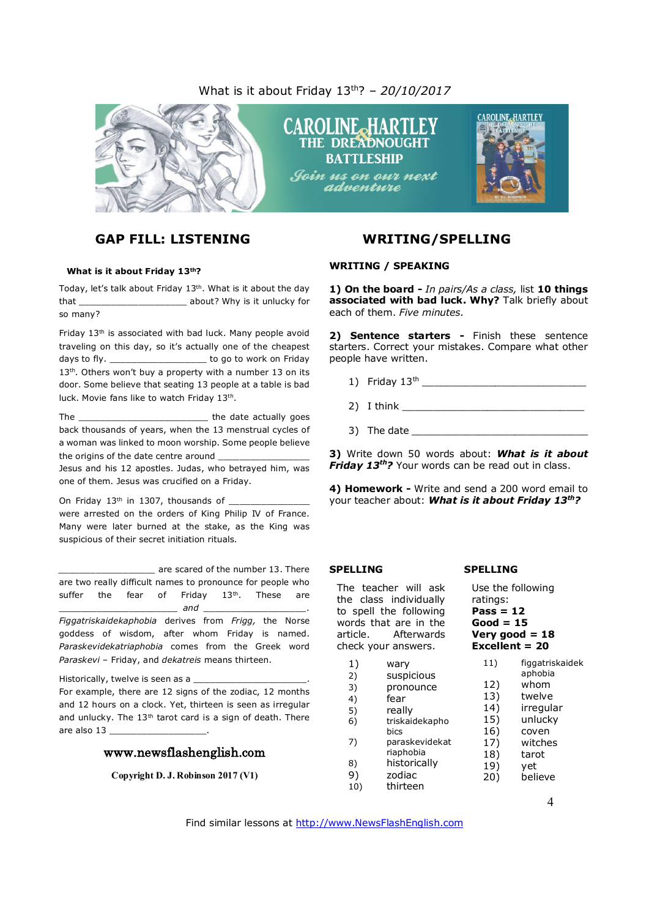What is it about Friday 13th? – *20/10/2017*

## GAP FILL: LISTENING

**What is it about Friday 13th?**

Today, let's talk about Friday 13th. What is it about the day that ____________________ about? Why is it unlucky for so many?

Friday 13th is associated with bad luck. Many people avoid traveling on this day, so it's actually one of the cheapest days to fly. __________________ to go to work on Friday 13th. Others won't buy a property with a number 13 on its door. Some believe that seating 13 people at a table is bad luck. Movie fans like to watch Friday 13th.

The __________________________ the date actually goes back thousands of years, when the 13 menstrual cycles of a woman was linked to moon worship. Some people believe the origins of the date centre around _________________ Jesus and his 12 apostles. Judas, who betrayed him, was one of them. Jesus was crucified on a Friday.

On Friday 13th in 1307, thousands of _______________ were arrested on the orders of King Philip IV of France. Many were later burned at the stake, as the King was suspicious of their secret initiation rituals.

__________________ are scared of the number 13. There are two really difficult names to pronounce for people who suffer the fear of Friday 13th. These are ______________________ *and* ____________________. *Figgatriskaidekaphobia* derives from *Frigg,* the Norse goddess of wisdom, after whom Friday is named. *Paraskevidekatriaphobia* comes from the Greek word *Paraskevi* – Friday, and *dekatreis* means thirteen.

Historically, twelve is seen as a ______________________. For example, there are 12 signs of the zodiac, 12 months and 12 hours on a clock. Yet, thirteen is seen as irregular and unlucky. The 13th tarot card is a sign of death. There are also 13 _________________.

www.newsflashenglish.com

Copyright D. J. Robinson 2017 (V1)

## WRITING/SPELLING

### WRITING / SPEAKING

**1) On the board -** *In pairs/As a class,* list **10 things associated with bad luck. Why?** Talk briefly about each of them. *Five minutes.*

**2) Sentence starters -** Finish these sentence starters. Correct your mistakes. Compare what other people have written.

1) Friday 13th ____________________________
2) I think ________________________________
3) The date ______________________________

**3)** Write down 50 words about: ***What is it about Friday 13th?*** Your words can be read out in class.

**4) Homework -** Write and send a 200 word email to your teacher about: ***What is it about Friday 13th?***

### SPELLING

The teacher will ask the class individually to spell the following words that are in the article. Afterwards check your answers.

1) wary
2) suspicious
3) pronounce
4) fear
5) really
6) triskaidekaphobics
7) paraskevidekatriaphobia
8) historically
9) zodiac
10) thirteen

### SPELLING

Use the following ratings:
**Pass = 12**
**Good = 15**
**Very good = 18**
**Excellent = 20**

11) figgatriskaidekaphobia
12) whom
13) twelve
14) irregular
15) unlucky
16) coven
17) witches
18) tarot
19) yet
20) believe

Find similar lessons at http://www.NewsFlashEnglish.com